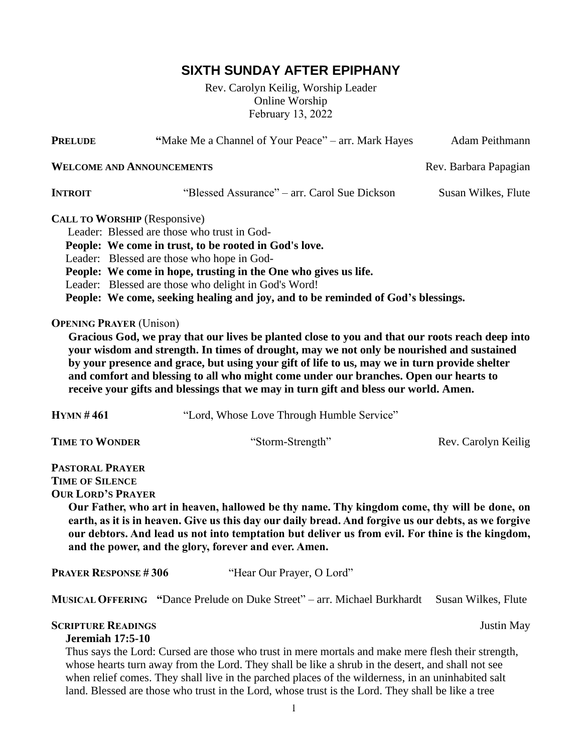# SIXTH SUNDAY AFTER EPIPHANY

Rev. Carolyn Keilig, Worship Leader
Online Worship
February 13, 2022

**PRELUDE** **"**Make Me a Channel of Your Peace" – arr. Mark Hayes — Adam Peithmann

**WELCOME AND ANNOUNCEMENTS** — Rev. Barbara Papagian

**INTROIT** "Blessed Assurance" – arr. Carol Sue Dickson — Susan Wilkes, Flute

**CALL TO WORSHIP** (Responsive)

Leader: Blessed are those who trust in God-
**People: We come in trust, to be rooted in God's love.**
Leader: Blessed are those who hope in God-
**People: We come in hope, trusting in the One who gives us life.**
Leader: Blessed are those who delight in God's Word!
**People: We come, seeking healing and joy, and to be reminded of God's blessings.**

**OPENING PRAYER** (Unison)

**Gracious God, we pray that our lives be planted close to you and that our roots reach deep into your wisdom and strength. In times of drought, may we not only be nourished and sustained by your presence and grace, but using your gift of life to us, may we in turn provide shelter and comfort and blessing to all who might come under our branches. Open our hearts to receive your gifts and blessings that we may in turn gift and bless our world. Amen.**

**HYMN # 461** "Lord, Whose Love Through Humble Service"

**TIME TO WONDER** "Storm-Strength" — Rev. Carolyn Keilig

**PASTORAL PRAYER**
**TIME OF SILENCE**
**OUR LORD'S PRAYER**

**Our Father, who art in heaven, hallowed be thy name. Thy kingdom come, thy will be done, on earth, as it is in heaven. Give us this day our daily bread. And forgive us our debts, as we forgive our debtors. And lead us not into temptation but deliver us from evil. For thine is the kingdom, and the power, and the glory, forever and ever. Amen.**

**PRAYER RESPONSE # 306** "Hear Our Prayer, O Lord"

**MUSICAL OFFERING** **"**Dance Prelude on Duke Street" – arr. Michael Burkhardt — Susan Wilkes, Flute

**SCRIPTURE READINGS** — Justin May

**Jeremiah 17:5-10**

Thus says the Lord: Cursed are those who trust in mere mortals and make mere flesh their strength, whose hearts turn away from the Lord. They shall be like a shrub in the desert, and shall not see when relief comes. They shall live in the parched places of the wilderness, in an uninhabited salt land. Blessed are those who trust in the Lord, whose trust is the Lord. They shall be like a tree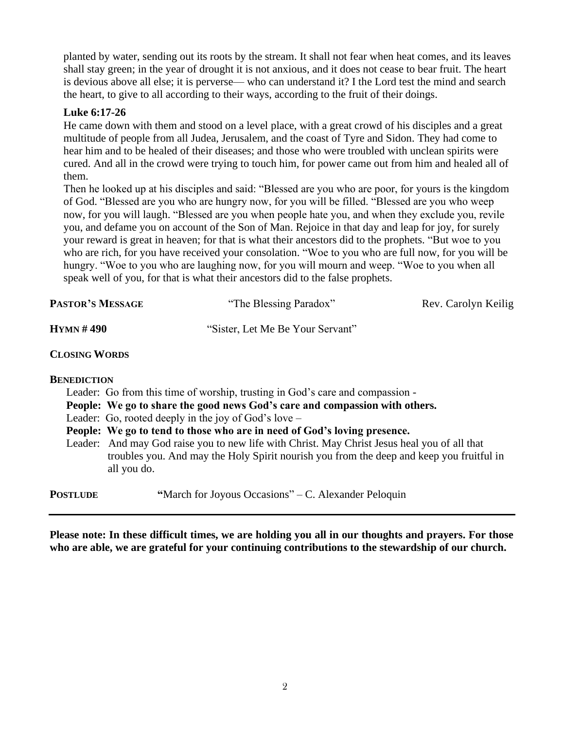planted by water, sending out its roots by the stream. It shall not fear when heat comes, and its leaves shall stay green; in the year of drought it is not anxious, and it does not cease to bear fruit. The heart is devious above all else; it is perverse— who can understand it? I the Lord test the mind and search the heart, to give to all according to their ways, according to the fruit of their doings.

**Luke 6:17-26**

He came down with them and stood on a level place, with a great crowd of his disciples and a great multitude of people from all Judea, Jerusalem, and the coast of Tyre and Sidon. They had come to hear him and to be healed of their diseases; and those who were troubled with unclean spirits were cured. And all in the crowd were trying to touch him, for power came out from him and healed all of them.

Then he looked up at his disciples and said: "Blessed are you who are poor, for yours is the kingdom of God. "Blessed are you who are hungry now, for you will be filled. "Blessed are you who weep now, for you will laugh. "Blessed are you when people hate you, and when they exclude you, revile you, and defame you on account of the Son of Man. Rejoice in that day and leap for joy, for surely your reward is great in heaven; for that is what their ancestors did to the prophets. "But woe to you who are rich, for you have received your consolation. "Woe to you who are full now, for you will be hungry. "Woe to you who are laughing now, for you will mourn and weep. "Woe to you when all speak well of you, for that is what their ancestors did to the false prophets.

**PASTOR'S MESSAGE** "The Blessing Paradox" Rev. Carolyn Keilig

**HYMN # 490** "Sister, Let Me Be Your Servant"

**CLOSING WORDS**

**BENEDICTION**

Leader: Go from this time of worship, trusting in God's care and compassion -

**People: We go to share the good news God's care and compassion with others.**

Leader: Go, rooted deeply in the joy of God's love –

**People: We go to tend to those who are in need of God's loving presence.**

Leader: And may God raise you to new life with Christ. May Christ Jesus heal you of all that troubles you. And may the Holy Spirit nourish you from the deep and keep you fruitful in all you do.

**POSTLUDE** "March for Joyous Occasions" – C. Alexander Peloquin

---

**Please note: In these difficult times, we are holding you all in our thoughts and prayers. For those who are able, we are grateful for your continuing contributions to the stewardship of our church.**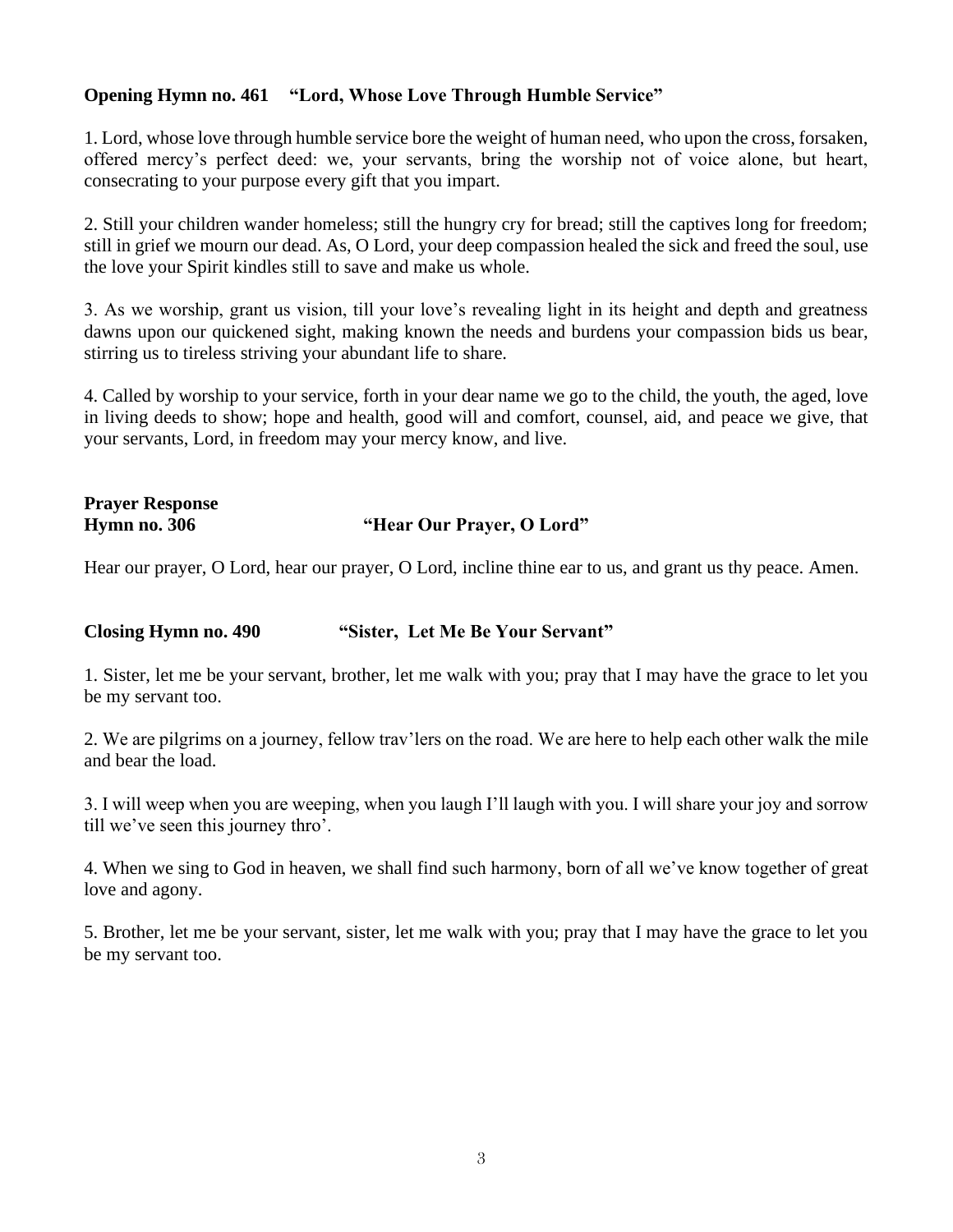**Opening Hymn no. 461 "Lord, Whose Love Through Humble Service"**

1. Lord, whose love through humble service bore the weight of human need, who upon the cross, forsaken, offered mercy's perfect deed: we, your servants, bring the worship not of voice alone, but heart, consecrating to your purpose every gift that you impart.

2. Still your children wander homeless; still the hungry cry for bread; still the captives long for freedom; still in grief we mourn our dead. As, O Lord, your deep compassion healed the sick and freed the soul, use the love your Spirit kindles still to save and make us whole.

3. As we worship, grant us vision, till your love's revealing light in its height and depth and greatness dawns upon our quickened sight, making known the needs and burdens your compassion bids us bear, stirring us to tireless striving your abundant life to share.

4. Called by worship to your service, forth in your dear name we go to the child, the youth, the aged, love in living deeds to show; hope and health, good will and comfort, counsel, aid, and peace we give, that your servants, Lord, in freedom may your mercy know, and live.

**Prayer Response**
**Hymn no. 306 "Hear Our Prayer, O Lord"**

Hear our prayer, O Lord, hear our prayer, O Lord, incline thine ear to us, and grant us thy peace. Amen.

**Closing Hymn no. 490 "Sister, Let Me Be Your Servant"**

1. Sister, let me be your servant, brother, let me walk with you; pray that I may have the grace to let you be my servant too.

2. We are pilgrims on a journey, fellow trav'lers on the road. We are here to help each other walk the mile and bear the load.

3. I will weep when you are weeping, when you laugh I'll laugh with you. I will share your joy and sorrow till we've seen this journey thro'.

4. When we sing to God in heaven, we shall find such harmony, born of all we've know together of great love and agony.

5. Brother, let me be your servant, sister, let me walk with you; pray that I may have the grace to let you be my servant too.